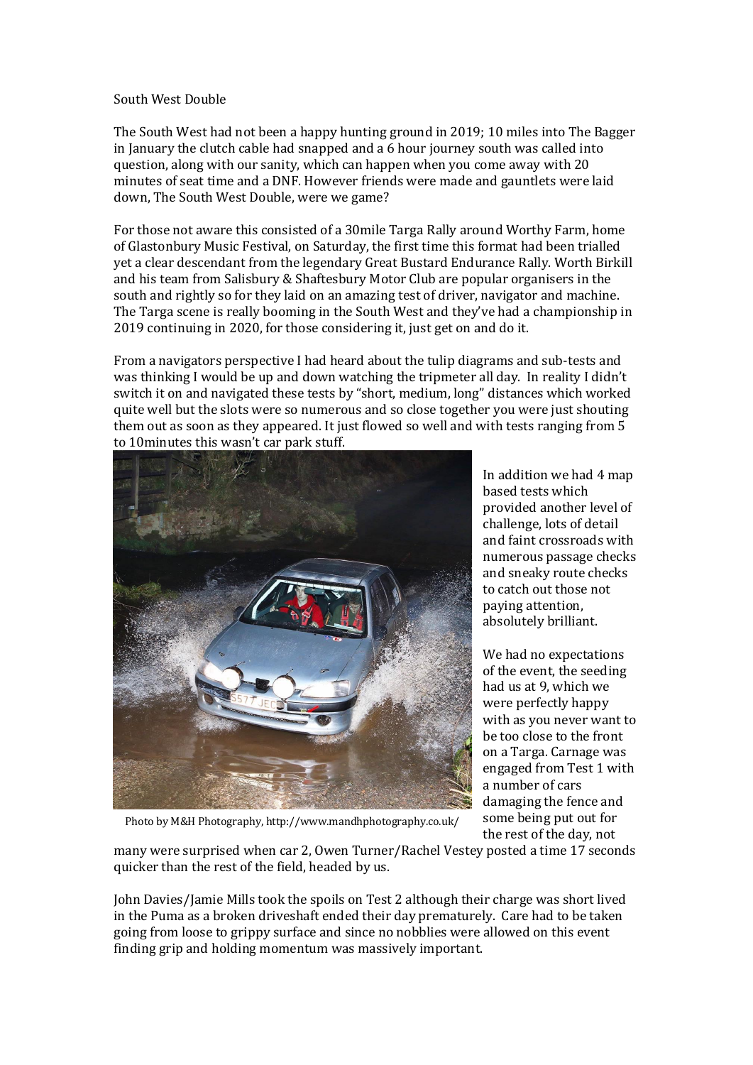South West Double

The South West had not been a happy hunting ground in 2019; 10 miles into The Bagger in January the clutch cable had snapped and a 6 hour journey south was called into question, along with our sanity, which can happen when you come away with 20 minutes of seat time and a DNF. However friends were made and gauntlets were laid down, The South West Double, were we game?

For those not aware this consisted of a 30mile Targa Rally around Worthy Farm, home of Glastonbury Music Festival, on Saturday, the first time this format had been trialled yet a clear descendant from the legendary Great Bustard Endurance Rally. Worth Birkill and his team from Salisbury & Shaftesbury Motor Club are popular organisers in the south and rightly so for they laid on an amazing test of driver, navigator and machine. The Targa scene is really booming in the South West and they've had a championship in 2019 continuing in 2020, for those considering it, just get on and do it.

From a navigators perspective I had heard about the tulip diagrams and sub-tests and was thinking I would be up and down watching the tripmeter all day. In reality I didn't switch it on and navigated these tests by "short, medium, long" distances which worked quite well but the slots were so numerous and so close together you were just shouting them out as soon as they appeared. It just flowed so well and with tests ranging from 5 to 10minutes this wasn't car park stuff.

Photo by M&H Photography, http://www.mandhphotography.co.uk/

In addition we had 4 map based tests which provided another level of challenge, lots of detail and faint crossroads with numerous passage checks and sneaky route checks to catch out those not paying attention, absolutely brilliant.

We had no expectations of the event, the seeding had us at 9, which we were perfectly happy with as you never want to be too close to the front on a Targa. Carnage was engaged from Test 1 with a number of cars damaging the fence and some being put out for the rest of the day, not many were surprised when car 2, Owen Turner/Rachel Vestey posted a time 17 seconds quicker than the rest of the field, headed by us.

John Davies/Jamie Mills took the spoils on Test 2 although their charge was short lived in the Puma as a broken driveshaft ended their day prematurely. Care had to be taken going from loose to grippy surface and since no nobblies were allowed on this event finding grip and holding momentum was massively important.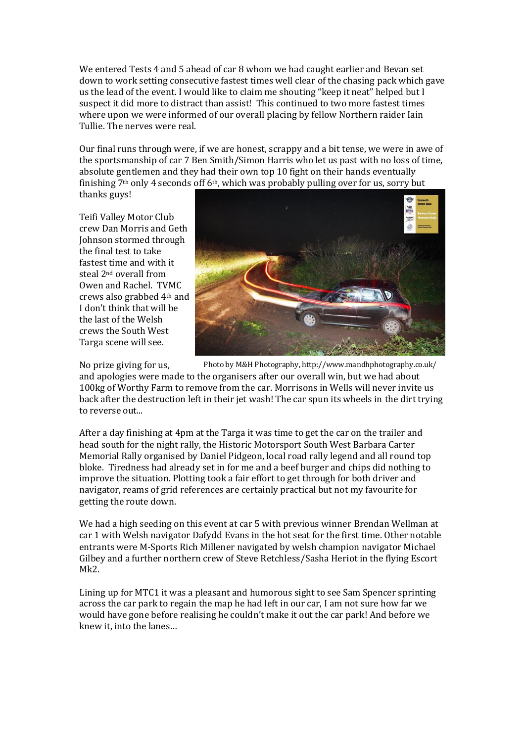We entered Tests 4 and 5 ahead of car 8 whom we had caught earlier and Bevan set down to work setting consecutive fastest times well clear of the chasing pack which gave us the lead of the event. I would like to claim me shouting "keep it neat" helped but I suspect it did more to distract than assist! This continued to two more fastest times where upon we were informed of our overall placing by fellow Northern raider Iain Tullie. The nerves were real.

Our final runs through were, if we are honest, scrappy and a bit tense, we were in awe of the sportsmanship of car 7 Ben Smith/Simon Harris who let us past with no loss of time, absolute gentlemen and they had their own top 10 fight on their hands eventually finishing 7th only 4 seconds off 6th, which was probably pulling over for us, sorry but thanks guys!

Teifi Valley Motor Club crew Dan Morris and Geth Johnson stormed through the final test to take fastest time and with it steal 2nd overall from Owen and Rachel. TVMC crews also grabbed 4th and I don't think that will be the last of the Welsh crews the South West Targa scene will see.

Photo by M&H Photography, http://www.mandhphotography.co.uk/

No prize giving for us, and apologies were made to the organisers after our overall win, but we had about 100kg of Worthy Farm to remove from the car. Morrisons in Wells will never invite us back after the destruction left in their jet wash! The car spun its wheels in the dirt trying to reverse out...

After a day finishing at 4pm at the Targa it was time to get the car on the trailer and head south for the night rally, the Historic Motorsport South West Barbara Carter Memorial Rally organised by Daniel Pidgeon, local road rally legend and all round top bloke. Tiredness had already set in for me and a beef burger and chips did nothing to improve the situation. Plotting took a fair effort to get through for both driver and navigator, reams of grid references are certainly practical but not my favourite for getting the route down.

We had a high seeding on this event at car 5 with previous winner Brendan Wellman at car 1 with Welsh navigator Dafydd Evans in the hot seat for the first time. Other notable entrants were M-Sports Rich Millener navigated by welsh champion navigator Michael Gilbey and a further northern crew of Steve Retchless/Sasha Heriot in the flying Escort Mk2.

Lining up for MTC1 it was a pleasant and humorous sight to see Sam Spencer sprinting across the car park to regain the map he had left in our car, I am not sure how far we would have gone before realising he couldn't make it out the car park! And before we knew it, into the lanes…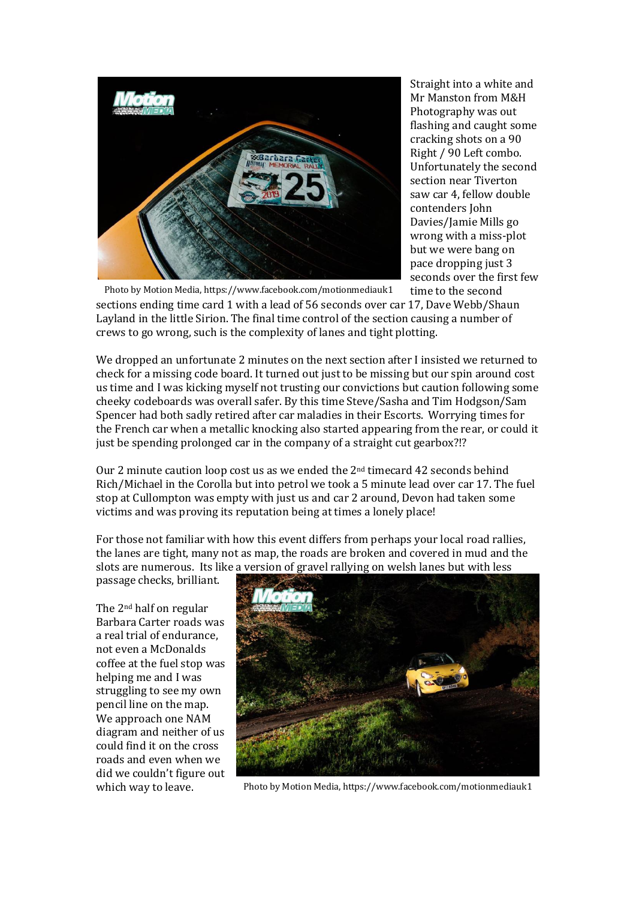Photo by Motion Media, https://www.facebook.com/motionmediauk1

Straight into a white and Mr Manston from M&H Photography was out flashing and caught some cracking shots on a 90 Right / 90 Left combo. Unfortunately the second section near Tiverton saw car 4, fellow double contenders John Davies/Jamie Mills go wrong with a miss-plot but we were bang on pace dropping just 3 seconds over the first few time to the second sections ending time card 1 with a lead of 56 seconds over car 17, Dave Webb/Shaun Layland in the little Sirion. The final time control of the section causing a number of crews to go wrong, such is the complexity of lanes and tight plotting.

We dropped an unfortunate 2 minutes on the next section after I insisted we returned to check for a missing code board. It turned out just to be missing but our spin around cost us time and I was kicking myself not trusting our convictions but caution following some cheeky codeboards was overall safer. By this time Steve/Sasha and Tim Hodgson/Sam Spencer had both sadly retired after car maladies in their Escorts. Worrying times for the French car when a metallic knocking also started appearing from the rear, or could it just be spending prolonged car in the company of a straight cut gearbox?!?

Our 2 minute caution loop cost us as we ended the 2nd timecard 42 seconds behind Rich/Michael in the Corolla but into petrol we took a 5 minute lead over car 17. The fuel stop at Cullompton was empty with just us and car 2 around, Devon had taken some victims and was proving its reputation being at times a lonely place!

For those not familiar with how this event differs from perhaps your local road rallies, the lanes are tight, many not as map, the roads are broken and covered in mud and the slots are numerous. Its like a version of gravel rallying on welsh lanes but with less passage checks, brilliant.

The 2nd half on regular Barbara Carter roads was a real trial of endurance, not even a McDonalds coffee at the fuel stop was helping me and I was struggling to see my own pencil line on the map. We approach one NAM diagram and neither of us could find it on the cross roads and even when we did we couldn't figure out which way to leave.

Photo by Motion Media, https://www.facebook.com/motionmediauk1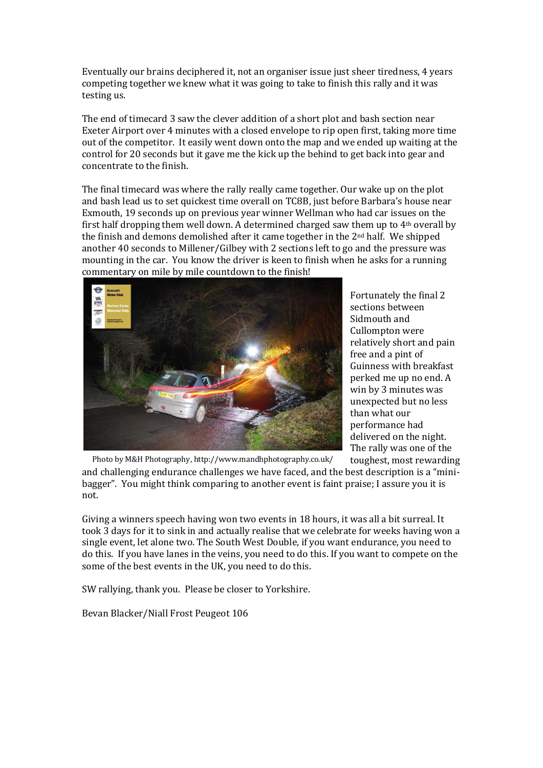Eventually our brains deciphered it, not an organiser issue just sheer tiredness, 4 years competing together we knew what it was going to take to finish this rally and it was testing us.

The end of timecard 3 saw the clever addition of a short plot and bash section near Exeter Airport over 4 minutes with a closed envelope to rip open first, taking more time out of the competitor. It easily went down onto the map and we ended up waiting at the control for 20 seconds but it gave me the kick up the behind to get back into gear and concentrate to the finish.

The final timecard was where the rally really came together. Our wake up on the plot and bash lead us to set quickest time overall on TC8B, just before Barbara's house near Exmouth, 19 seconds up on previous year winner Wellman who had car issues on the first half dropping them well down. A determined charged saw them up to 4th overall by the finish and demons demolished after it came together in the 2nd half. We shipped another 40 seconds to Millener/Gilbey with 2 sections left to go and the pressure was mounting in the car. You know the driver is keen to finish when he asks for a running commentary on mile by mile countdown to the finish!

Photo by M&H Photography, http://www.mandhphotography.co.uk/

Fortunately the final 2 sections between Sidmouth and Cullompton were relatively short and pain free and a pint of Guinness with breakfast perked me up no end. A win by 3 minutes was unexpected but no less than what our performance had delivered on the night. The rally was one of the toughest, most rewarding and challenging endurance challenges we have faced, and the best description is a "mini-bagger". You might think comparing to another event is faint praise; I assure you it is not.

Giving a winners speech having won two events in 18 hours, it was all a bit surreal. It took 3 days for it to sink in and actually realise that we celebrate for weeks having won a single event, let alone two. The South West Double, if you want endurance, you need to do this. If you have lanes in the veins, you need to do this. If you want to compete on the some of the best events in the UK, you need to do this.

SW rallying, thank you. Please be closer to Yorkshire.

Bevan Blacker/Niall Frost Peugeot 106